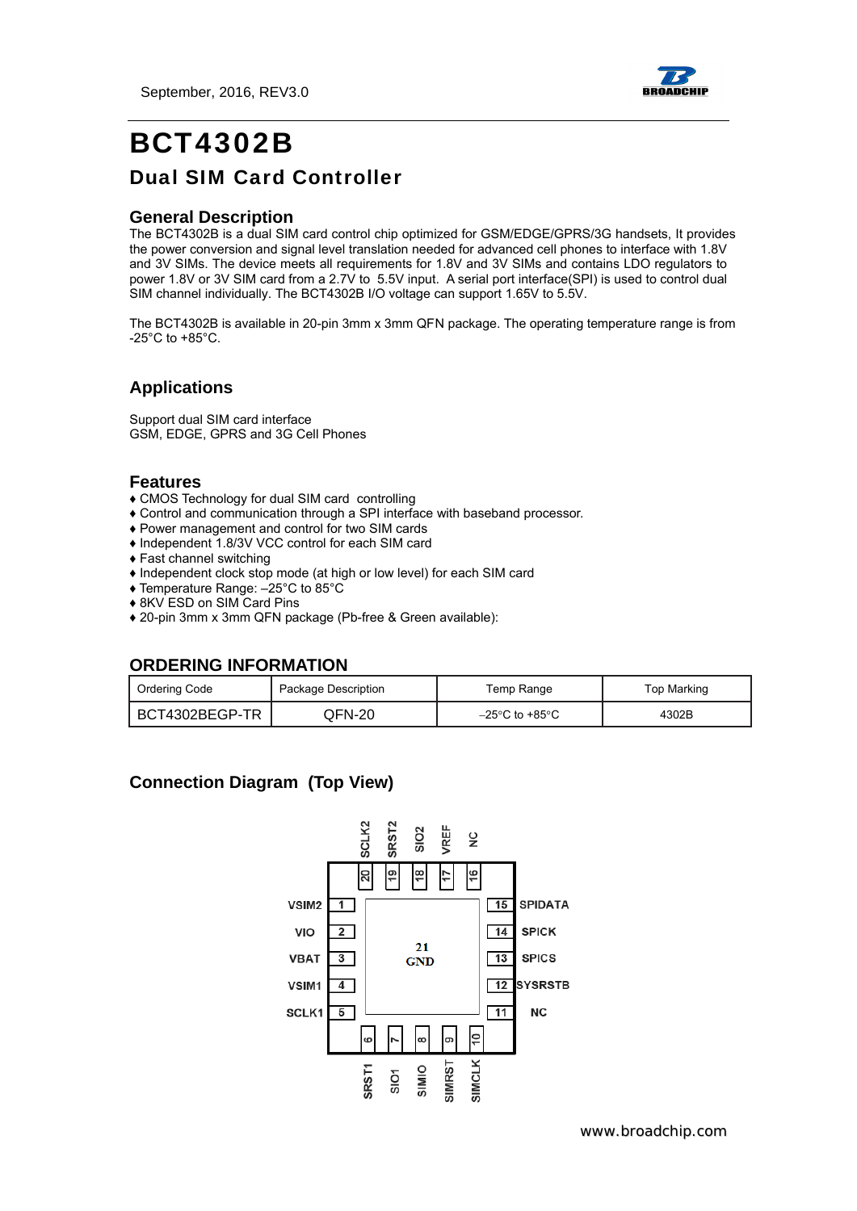September, 2016, REV3.0

# BCT4302B

## Dual SIM Card Controller

### General Description

The BCT4302B is a dual SIM card control chip optimized for GSM/EDGE/GPRS/3G handsets, It provides the power conversion and signal level translation needed for advanced cell phones to interface with 1.8V and 3V SIMs. The device meets all requirements for 1.8V and 3V SIMs and contains LDO regulators to power 1.8V or 3V SIM card from a 2.7V to 5.5V input. A serial port interface(SPI) is used to control dual SIM channel individually. The BCT4302B I/O voltage can support 1.65V to 5.5V.

The BCT4302B is available in 20-pin 3mm x 3mm QFN package. The operating temperature range is from -25°C to +85°C.

### Applications

Support dual SIM card interface
GSM, EDGE, GPRS and 3G Cell Phones

### Features

- ♦ CMOS Technology for dual SIM card controlling
- ♦ Control and communication through a SPI interface with baseband processor.
- ♦ Power management and control for two SIM cards
- ♦ Independent 1.8/3V VCC control for each SIM card
- ♦ Fast channel switching
- ♦ Independent clock stop mode (at high or low level) for each SIM card
- ♦ Temperature Range: –25°C to 85°C
- ♦ 8KV ESD on SIM Card Pins
- ♦ 20-pin 3mm x 3mm QFN package (Pb-free & Green available):

### ORDERING INFORMATION

| Ordering Code | Package Description | Temp Range | Top Marking |
|---|---|---|---|
| BCT4302BEGP-TR | QFN-20 | –25°C to +85°C | 4302B |

### Connection Diagram (Top View)

| Pin | Name |
|---|---|
| 1 | VSIM2 |
| 2 | VIO |
| 3 | VBAT |
| 4 | VSIM1 |
| 5 | SCLK1 |
| 6 | SRST1 |
| 7 | SIO1 |
| 8 | SIMIO |
| 9 | SIMRST |
| 10 | SIMCLK |
| 11 | NC |
| 12 | SYSRSTB |
| 13 | SPICS |
| 14 | SPICK |
| 15 | SPIDATA |
| 16 | NC |
| 17 | VREF |
| 18 | SIO2 |
| 19 | SRST2 |
| 20 | SCLK2 |
| 21 | GND |

www.broadchip.com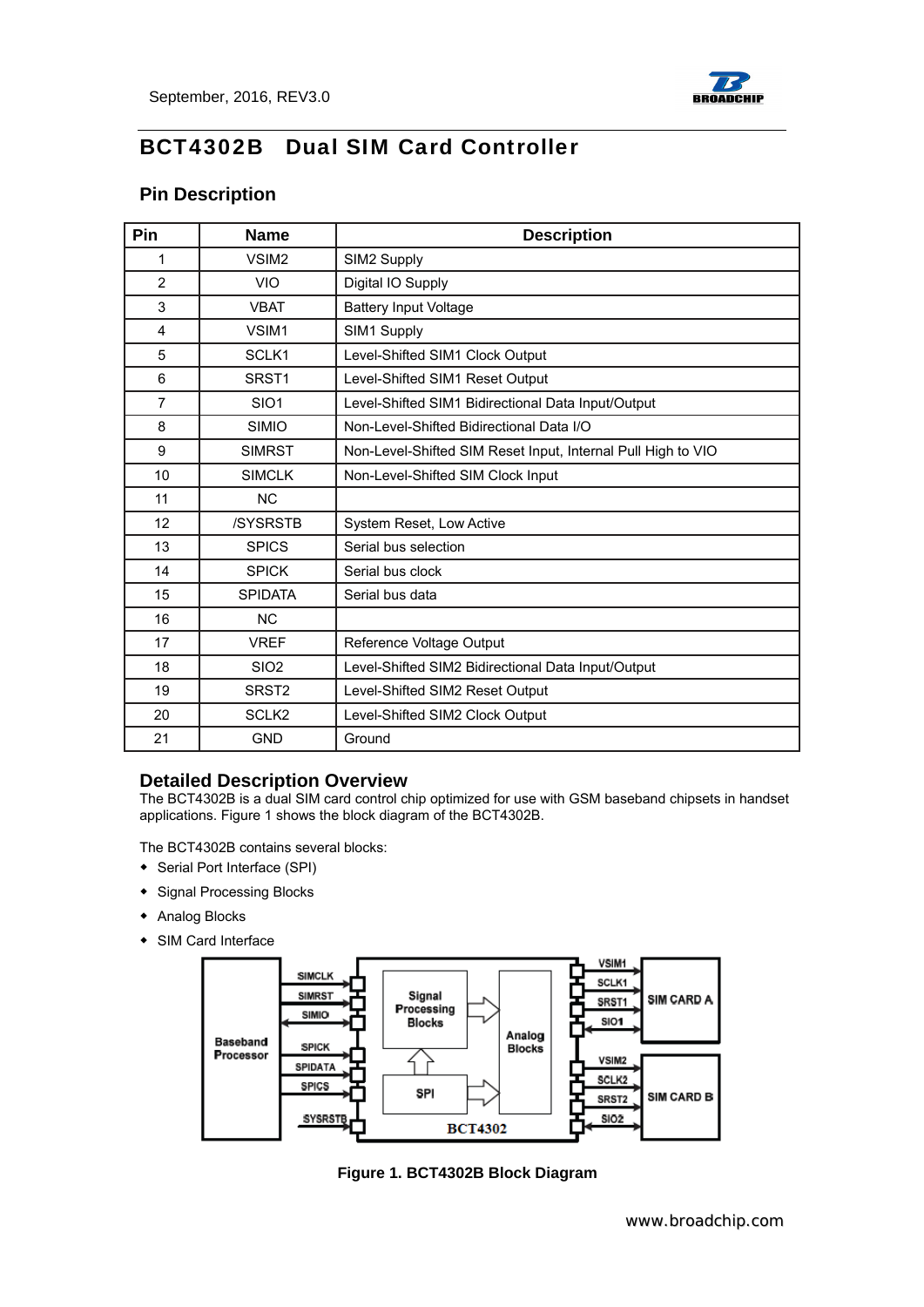# BCT4302B Dual SIM Card Controller

## Pin Description

| Pin | Name | Description |
|---|---|---|
| 1 | VSIM2 | SIM2 Supply |
| 2 | VIO | Digital IO Supply |
| 3 | VBAT | Battery Input Voltage |
| 4 | VSIM1 | SIM1 Supply |
| 5 | SCLK1 | Level-Shifted SIM1 Clock Output |
| 6 | SRST1 | Level-Shifted SIM1 Reset Output |
| 7 | SIO1 | Level-Shifted SIM1 Bidirectional Data Input/Output |
| 8 | SIMIO | Non-Level-Shifted Bidirectional Data I/O |
| 9 | SIMRST | Non-Level-Shifted SIM Reset Input, Internal Pull High to VIO |
| 10 | SIMCLK | Non-Level-Shifted SIM Clock Input |
| 11 | NC | |
| 12 | /SYSRSTB | System Reset, Low Active |
| 13 | SPICS | Serial bus selection |
| 14 | SPICK | Serial bus clock |
| 15 | SPIDATA | Serial bus data |
| 16 | NC | |
| 17 | VREF | Reference Voltage Output |
| 18 | SIO2 | Level-Shifted SIM2 Bidirectional Data Input/Output |
| 19 | SRST2 | Level-Shifted SIM2 Reset Output |
| 20 | SCLK2 | Level-Shifted SIM2 Clock Output |
| 21 | GND | Ground |

## Detailed Description Overview

The BCT4302B is a dual SIM card control chip optimized for use with GSM baseband chipsets in handset applications. Figure 1 shows the block diagram of the BCT4302B.

The BCT4302B contains several blocks:

- Serial Port Interface (SPI)
- Signal Processing Blocks
- Analog Blocks
- SIM Card Interface

**Figure 1. BCT4302B Block Diagram**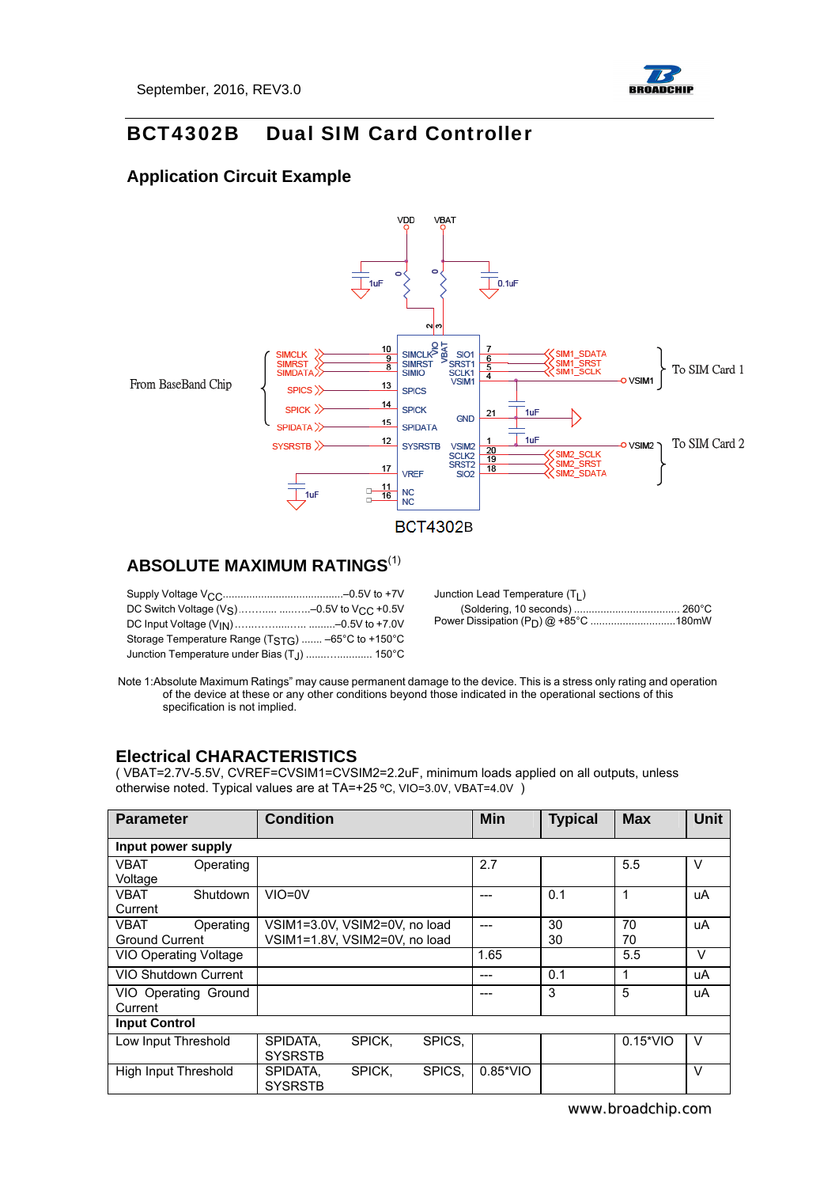# BCT4302B Dual SIM Card Controller

## Application Circuit Example

## ABSOLUTE MAXIMUM RATINGS(1)

Supply Voltage $V_{CC}$........................................–0.5V to +7V
DC Switch Voltage ($V_S$)…….... ..........–0.5V to $V_{CC}$ +0.5V
DC Input Voltage ($V_{IN}$)……..….......... .........–0.5V to +7.0V
Storage Temperature Range ($T_{STG}$) ....... –65°C to +150°C
Junction Temperature under Bias ($T_J$) ........…........ 150°C

Junction Lead Temperature ($T_L$)
(Soldering, 10 seconds) .................................... 260°C
Power Dissipation ($P_D$) @ +85°C .............................180mW

Note 1:Absolute Maximum Ratings" may cause permanent damage to the device. This is a stress only rating and operation of the device at these or any other conditions beyond those indicated in the operational sections of this specification is not implied.

## Electrical CHARACTERISTICS

( VBAT=2.7V-5.5V, CVREF=CVSIM1=CVSIM2=2.2uF, minimum loads applied on all outputs, unless otherwise noted. Typical values are at TA=+25 ºC, VIO=3.0V, VBAT=4.0V )

| Parameter | Condition | Min | Typical | Max | Unit |
|---|---|---|---|---|---|
| **Input power supply** | | | | | |
| VBAT Operating Voltage | | 2.7 | | 5.5 | V |
| VBAT Shutdown Current | VIO=0V | --- | 0.1 | 1 | uA |
| VBAT Operating Ground Current | VSIM1=3.0V, VSIM2=0V, no load<br>VSIM1=1.8V, VSIM2=0V, no load | --- | 30<br>30 | 70<br>70 | uA |
| VIO Operating Voltage | | 1.65 | | 5.5 | V |
| VIO Shutdown Current | | --- | 0.1 | 1 | uA |
| VIO Operating Ground Current | | --- | 3 | 5 | uA |
| **Input Control** | | | | | |
| Low Input Threshold | SPIDATA, SPICK, SPICS, SYSRSTB | | | 0.15*VIO | V |
| High Input Threshold | SPIDATA, SPICK, SPICS, SYSRSTB | 0.85*VIO | | | V |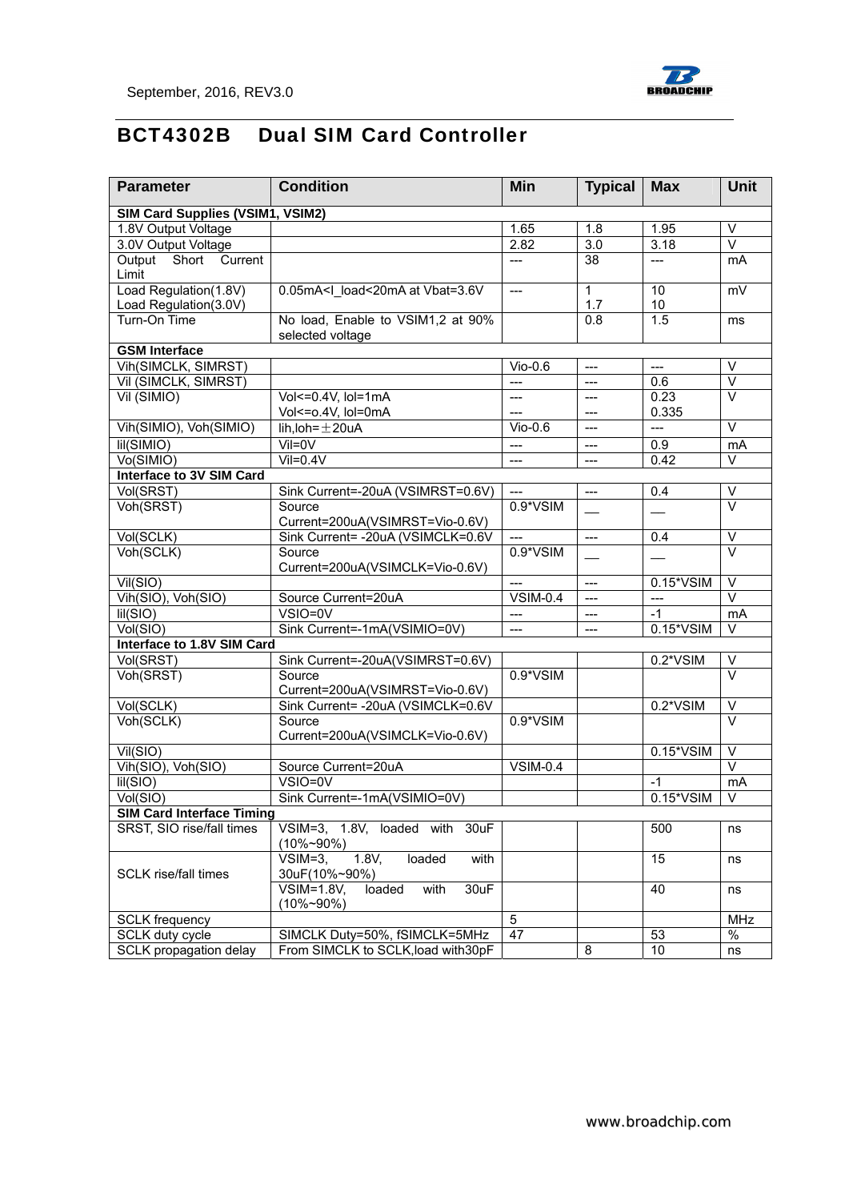# BCT4302B Dual SIM Card Controller

| Parameter | Condition | Min | Typical | Max | Unit |
|---|---|---|---|---|---|
| **SIM Card Supplies (VSIM1, VSIM2)** | | | | | |
| 1.8V Output Voltage | | 1.65 | 1.8 | 1.95 | V |
| 3.0V Output Voltage | | 2.82 | 3.0 | 3.18 | V |
| Output Short Current Limit | | --- | 38 | --- | mA |
| Load Regulation(1.8V)<br>Load Regulation(3.0V) | 0.05mA<I_load<20mA at Vbat=3.6V | --- | 1<br>1.7 | 10<br>10 | mV |
| Turn-On Time | No load, Enable to VSIM1,2 at 90% selected voltage | | 0.8 | 1.5 | ms |
| **GSM Interface** | | | | | |
| Vih(SIMCLK, SIMRST) | | Vio-0.6 | --- | --- | V |
| Vil (SIMCLK, SIMRST) | | --- | --- | 0.6 | V |
| Vil (SIMIO) | Vol<=0.4V, Iol=1mA<br>Vol<=o.4V, Iol=0mA | ---<br>--- | ---<br>--- | 0.23<br>0.335 | V |
| Vih(SIMIO), Voh(SIMIO) | Iih,Ioh=±20uA | Vio-0.6 | --- | --- | V |
| Iil(SIMIO) | Vil=0V | --- | --- | 0.9 | mA |
| Vo(SIMIO) | Vil=0.4V | --- | --- | 0.42 | V |
| **Interface to 3V SIM Card** | | | | | |
| Vol(SRST) | Sink Current=-20uA (VSIMRST=0.6V) | --- | --- | 0.4 | V |
| Voh(SRST) | Source Current=200uA(VSIMRST=Vio-0.6V) | 0.9*VSIM | __ | __ | V |
| Vol(SCLK) | Sink Current= -20uA (VSIMCLK=0.6V | --- | --- | 0.4 | V |
| Voh(SCLK) | Source Current=200uA(VSIMCLK=Vio-0.6V) | 0.9*VSIM | __ | __ | V |
| Vil(SIO) | | --- | --- | 0.15*VSIM | V |
| Vih(SIO), Voh(SIO) | Source Current=20uA | VSIM-0.4 | --- | --- | V |
| Iil(SIO) | VSIO=0V | --- | --- | -1 | mA |
| Vol(SIO) | Sink Current=-1mA(VSIMIO=0V) | --- | --- | 0.15*VSIM | V |
| **Interface to 1.8V SIM Card** | | | | | |
| Vol(SRST) | Sink Current=-20uA(VSIMRST=0.6V) | | | 0.2*VSIM | V |
| Voh(SRST) | Source Current=200uA(VSIMRST=Vio-0.6V) | 0.9*VSIM | | | V |
| Vol(SCLK) | Sink Current= -20uA (VSIMCLK=0.6V | | | 0.2*VSIM | V |
| Voh(SCLK) | Source Current=200uA(VSIMCLK=Vio-0.6V) | 0.9*VSIM | | | V |
| Vil(SIO) | | | | 0.15*VSIM | V |
| Vih(SIO), Voh(SIO) | Source Current=20uA | VSIM-0.4 | | | V |
| Iil(SIO) | VSIO=0V | | | -1 | mA |
| Vol(SIO) | Sink Current=-1mA(VSIMIO=0V) | | | 0.15*VSIM | V |
| **SIM Card Interface Timing** | | | | | |
| SRST, SIO rise/fall times | VSIM=3, 1.8V, loaded with 30uF (10%~90%) | | | 500 | ns |
| SCLK rise/fall times | VSIM=3, 1.8V, loaded with 30uF(10%~90%) | | | 15 | ns |
| | VSIM=1.8V, loaded with 30uF (10%~90%) | | | 40 | ns |
| SCLK frequency | | 5 | | | MHz |
| SCLK duty cycle | SIMCLK Duty=50%, fSIMCLK=5MHz | 47 | | 53 | % |
| SCLK propagation delay | From SIMCLK to SCLK,load with30pF | | 8 | 10 | ns |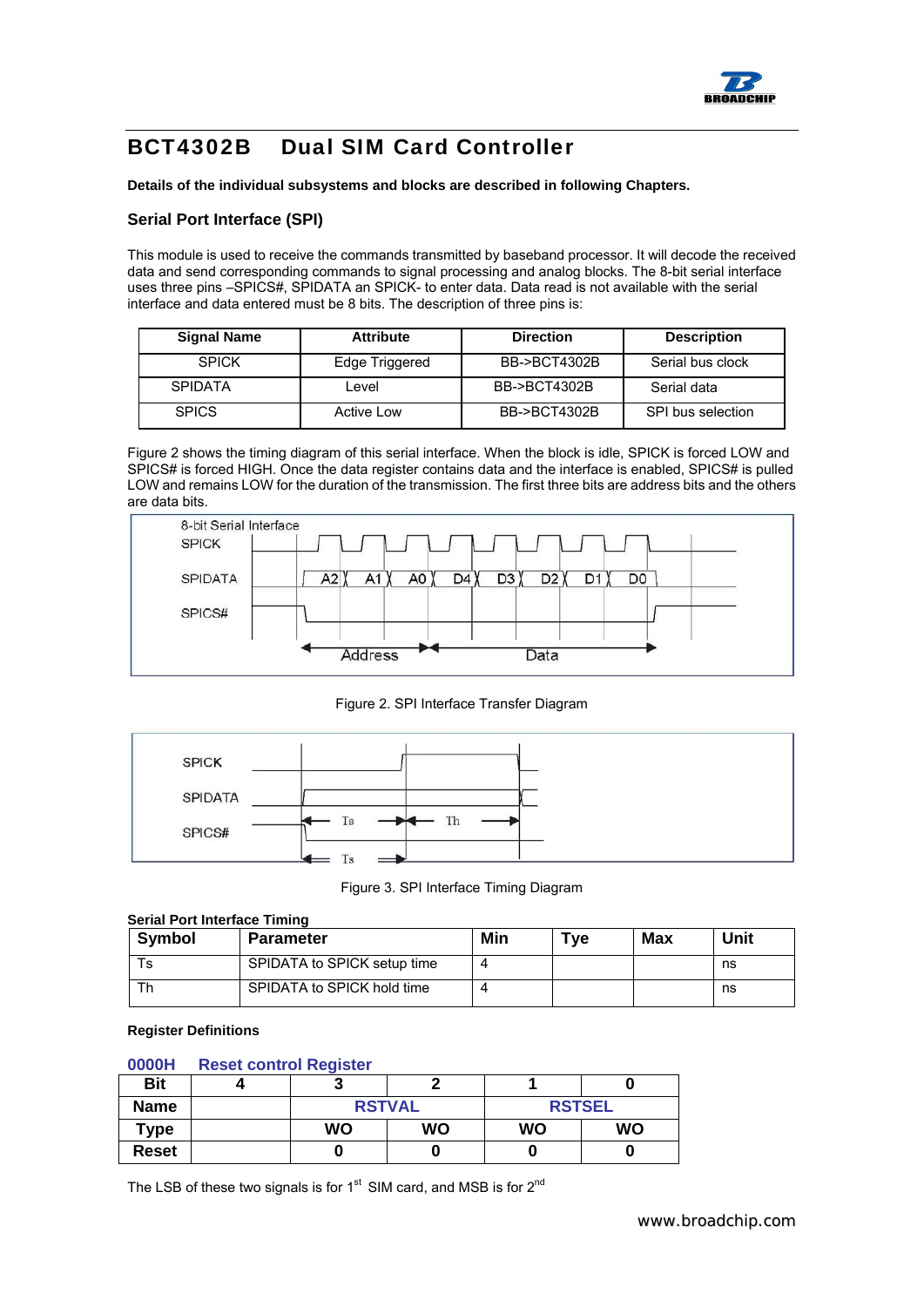# BCT4302B Dual SIM Card Controller

**Details of the individual subsystems and blocks are described in following Chapters.**

## Serial Port Interface (SPI)

This module is used to receive the commands transmitted by baseband processor. It will decode the received data and send corresponding commands to signal processing and analog blocks. The 8-bit serial interface uses three pins –SPICS#, SPIDATA an SPICK- to enter data. Data read is not available with the serial interface and data entered must be 8 bits. The description of three pins is:

| Signal Name | Attribute | Direction | Description |
|---|---|---|---|
| SPICK | Edge Triggered | BB->BCT4302B | Serial bus clock |
| SPIDATA | Level | BB->BCT4302B | Serial data |
| SPICS | Active Low | BB->BCT4302B | SPI bus selection |

Figure 2 shows the timing diagram of this serial interface. When the block is idle, SPICK is forced LOW and SPICS# is forced HIGH. Once the data register contains data and the interface is enabled, SPICS# is pulled LOW and remains LOW for the duration of the transmission. The first three bits are address bits and the others are data bits.

Figure 2. SPI Interface Transfer Diagram

Figure 3. SPI Interface Timing Diagram

**Serial Port Interface Timing**

| Symbol | Parameter | Min | Tye | Max | Unit |
|---|---|---|---|---|---|
| Ts | SPIDATA to SPICK setup time | 4 | | | ns |
| Th | SPIDATA to SPICK hold time | 4 | | | ns |

**Register Definitions**

### 0000H Reset control Register

| Bit | 4 | 3 | 2 | 1 | 0 |
|---|---|---|---|---|---|
| Name | | RSTVAL | | RSTSEL | |
| Type | | WO | WO | WO | WO |
| Reset | | 0 | 0 | 0 | 0 |

The LSB of these two signals is for 1st SIM card, and MSB is for 2nd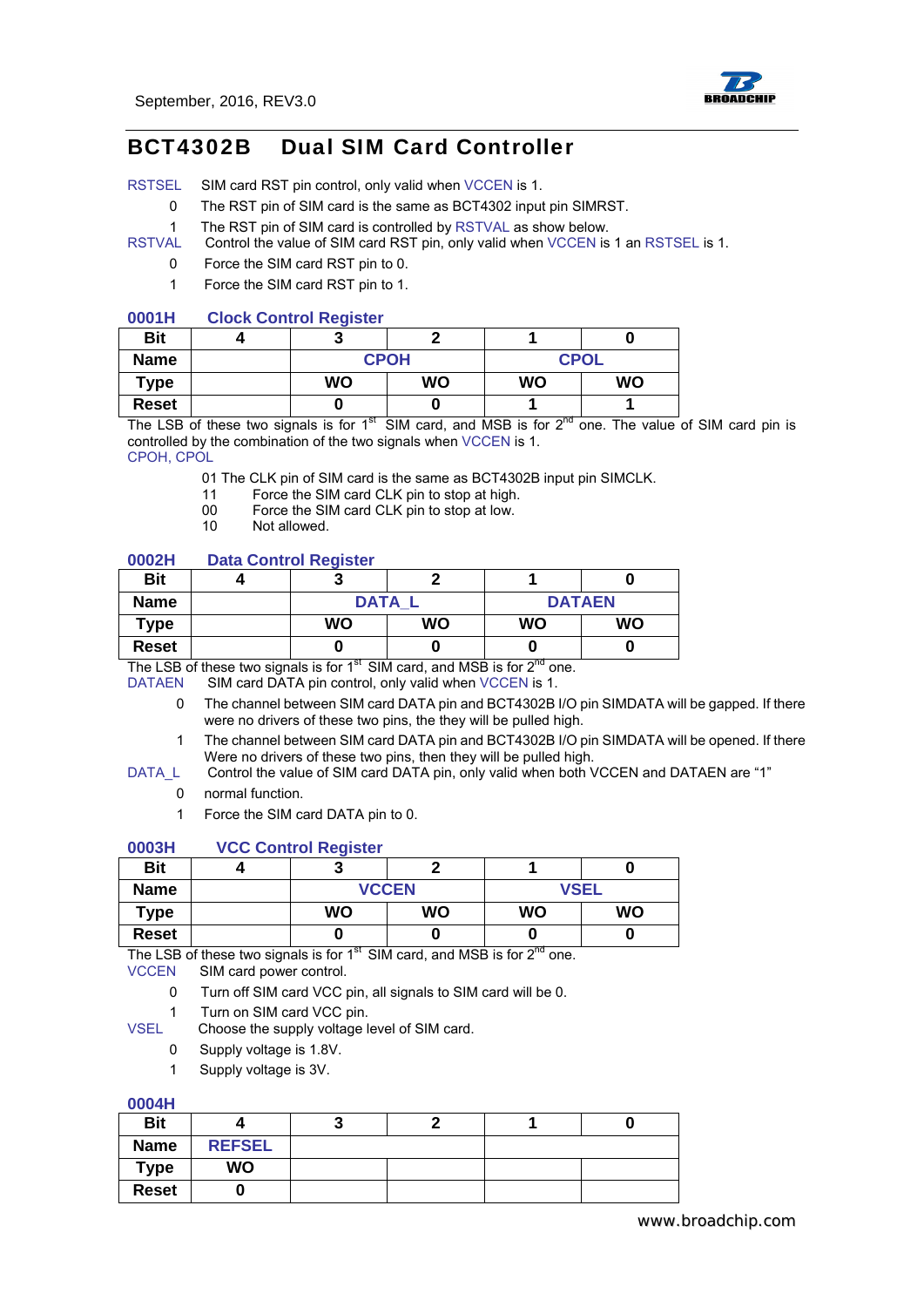# BCT4302B Dual SIM Card Controller

RSTSEL SIM card RST pin control, only valid when VCCEN is 1.

- 0 The RST pin of SIM card is the same as BCT4302 input pin SIMRST.
- 1 The RST pin of SIM card is controlled by RSTVAL as show below.

RSTVAL Control the value of SIM card RST pin, only valid when VCCEN is 1 an RSTSEL is 1.

- 0 Force the SIM card RST pin to 0.
- 1 Force the SIM card RST pin to 1.

### 0001H Clock Control Register

| Bit | 4 | 3 | 2 | 1 | 0 |
|---|---|---|---|---|---|
| Name | | CPOH | | CPOL | |
| Type | | WO | WO | WO | WO |
| Reset | | 0 | 0 | 1 | 1 |

The LSB of these two signals is for 1st SIM card, and MSB is for 2nd one. The value of SIM card pin is controlled by the combination of the two signals when VCCEN is 1.

CPOH, CPOL

- 01 The CLK pin of SIM card is the same as BCT4302B input pin SIMCLK.
- 11 Force the SIM card CLK pin to stop at high.
- 00 Force the SIM card CLK pin to stop at low.
- 10 Not allowed.

### 0002H Data Control Register

| Bit | 4 | 3 | 2 | 1 | 0 |
|---|---|---|---|---|---|
| Name | | DATA_L | | DATAEN | |
| Type | | WO | WO | WO | WO |
| Reset | | 0 | 0 | 0 | 0 |

The LSB of these two signals is for 1st SIM card, and MSB is for 2nd one.

DATAEN SIM card DATA pin control, only valid when VCCEN is 1.

- 0 The channel between SIM card DATA pin and BCT4302B I/O pin SIMDATA will be gapped. If there were no drivers of these two pins, the they will be pulled high.
- 1 The channel between SIM card DATA pin and BCT4302B I/O pin SIMDATA will be opened. If there Were no drivers of these two pins, then they will be pulled high.

DATA_L Control the value of SIM card DATA pin, only valid when both VCCEN and DATAEN are "1"

- 0 normal function.
- 1 Force the SIM card DATA pin to 0.

### 0003H VCC Control Register

| Bit | 4 | 3 | 2 | 1 | 0 |
|---|---|---|---|---|---|
| Name | | VCCEN | | VSEL | |
| Type | | WO | WO | WO | WO |
| Reset | | 0 | 0 | 0 | 0 |

The LSB of these two signals is for 1st SIM card, and MSB is for 2nd one.

VCCEN SIM card power control.

- 0 Turn off SIM card VCC pin, all signals to SIM card will be 0.
- 1 Turn on SIM card VCC pin.

VSEL Choose the supply voltage level of SIM card.

- 0 Supply voltage is 1.8V.
- 1 Supply voltage is 3V.

### 0004H

| Bit | 4 | 3 | 2 | 1 | 0 |
|---|---|---|---|---|---|
| Name | REFSEL | | | | |
| Type | WO | | | | |
| Reset | 0 | | | | |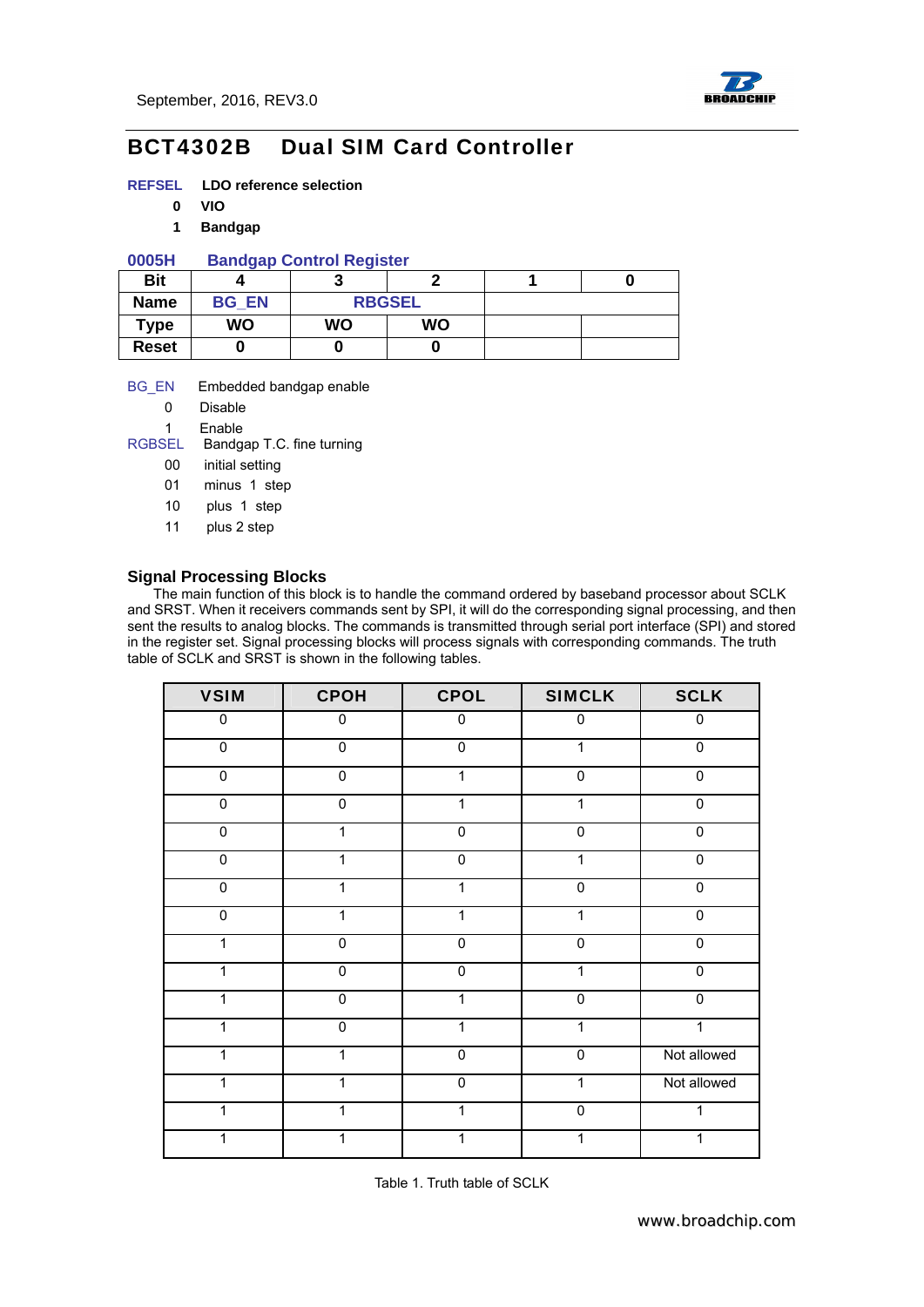# BCT4302B Dual SIM Card Controller

**REFSEL** **LDO reference selection**

- **0** **VIO**
- **1** **Bandgap**

**0005H Bandgap Control Register**

| Bit | 4 | 3 | 2 | 1 | 0 |
|---|---|---|---|---|---|
| Name | BG_EN | RBGSEL | | | |
| Type | WO | WO | WO | | |
| Reset | 0 | 0 | 0 | | |

BG_EN Embedded bandgap enable

- 0 Disable
- 1 Enable

RGBSEL Bandgap T.C. fine turning

- 00 initial setting
- 01 minus 1 step
- 10 plus 1 step
- 11 plus 2 step

### Signal Processing Blocks

The main function of this block is to handle the command ordered by baseband processor about SCLK and SRST. When it receivers commands sent by SPI, it will do the corresponding signal processing, and then sent the results to analog blocks. The commands is transmitted through serial port interface (SPI) and stored in the register set. Signal processing blocks will process signals with corresponding commands. The truth table of SCLK and SRST is shown in the following tables.

| VSIM | CPOH | CPOL | SIMCLK | SCLK |
|---|---|---|---|---|
| 0 | 0 | 0 | 0 | 0 |
| 0 | 0 | 0 | 1 | 0 |
| 0 | 0 | 1 | 0 | 0 |
| 0 | 0 | 1 | 1 | 0 |
| 0 | 1 | 0 | 0 | 0 |
| 0 | 1 | 0 | 1 | 0 |
| 0 | 1 | 1 | 0 | 0 |
| 0 | 1 | 1 | 1 | 0 |
| 1 | 0 | 0 | 0 | 0 |
| 1 | 0 | 0 | 1 | 0 |
| 1 | 0 | 1 | 0 | 0 |
| 1 | 0 | 1 | 1 | 1 |
| 1 | 1 | 0 | 0 | Not allowed |
| 1 | 1 | 0 | 1 | Not allowed |
| 1 | 1 | 1 | 0 | 1 |
| 1 | 1 | 1 | 1 | 1 |

Table 1. Truth table of SCLK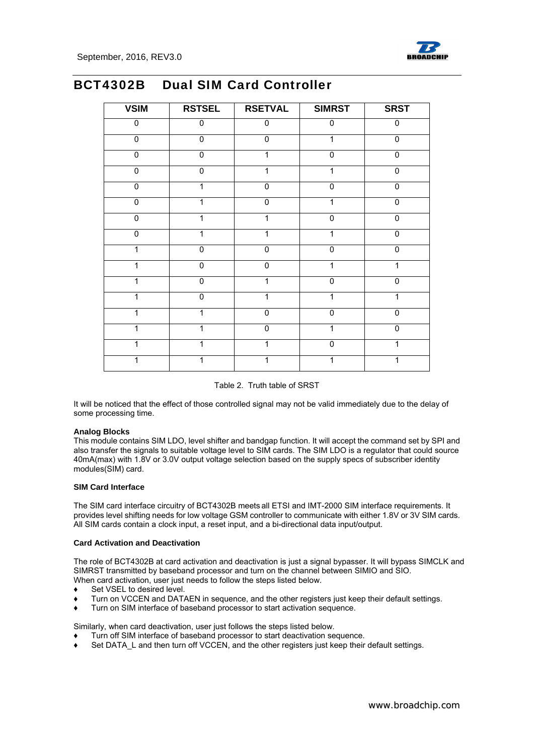| VSIM | RSTSEL | RSETVAL | SIMRST | SRST |
|---|---|---|---|---|
| 0 | 0 | 0 | 0 | 0 |
| 0 | 0 | 0 | 1 | 0 |
| 0 | 0 | 1 | 0 | 0 |
| 0 | 0 | 1 | 1 | 0 |
| 0 | 1 | 0 | 0 | 0 |
| 0 | 1 | 0 | 1 | 0 |
| 0 | 1 | 1 | 0 | 0 |
| 0 | 1 | 1 | 1 | 0 |
| 1 | 0 | 0 | 0 | 0 |
| 1 | 0 | 0 | 1 | 1 |
| 1 | 0 | 1 | 0 | 0 |
| 1 | 0 | 1 | 1 | 1 |
| 1 | 1 | 0 | 0 | 0 |
| 1 | 1 | 0 | 1 | 0 |
| 1 | 1 | 1 | 0 | 1 |
| 1 | 1 | 1 | 1 | 1 |

Table 2. Truth table of SRST

It will be noticed that the effect of those controlled signal may not be valid immediately due to the delay of some processing time.

**Analog Blocks**

This module contains SIM LDO, level shifter and bandgap function. It will accept the command set by SPI and also transfer the signals to suitable voltage level to SIM cards. The SIM LDO is a regulator that could source 40mA(max) with 1.8V or 3.0V output voltage selection based on the supply specs of subscriber identity modules(SIM) card.

**SIM Card Interface**

The SIM card interface circuitry of BCT4302B meets all ETSI and IMT-2000 SIM interface requirements. It provides level shifting needs for low voltage GSM controller to communicate with either 1.8V or 3V SIM cards. All SIM cards contain a clock input, a reset input, and a bi-directional data input/output.

**Card Activation and Deactivation**

The role of BCT4302B at card activation and deactivation is just a signal bypasser. It will bypass SIMCLK and SIMRST transmitted by baseband processor and turn on the channel between SIMIO and SIO.
When card activation, user just needs to follow the steps listed below.

- Set VSEL to desired level.
- Turn on VCCEN and DATAEN in sequence, and the other registers just keep their default settings.
- Turn on SIM interface of baseband processor to start activation sequence.

Similarly, when card deactivation, user just follows the steps listed below.

- Turn off SIM interface of baseband processor to start deactivation sequence.
- Set DATA_L and then turn off VCCEN, and the other registers just keep their default settings.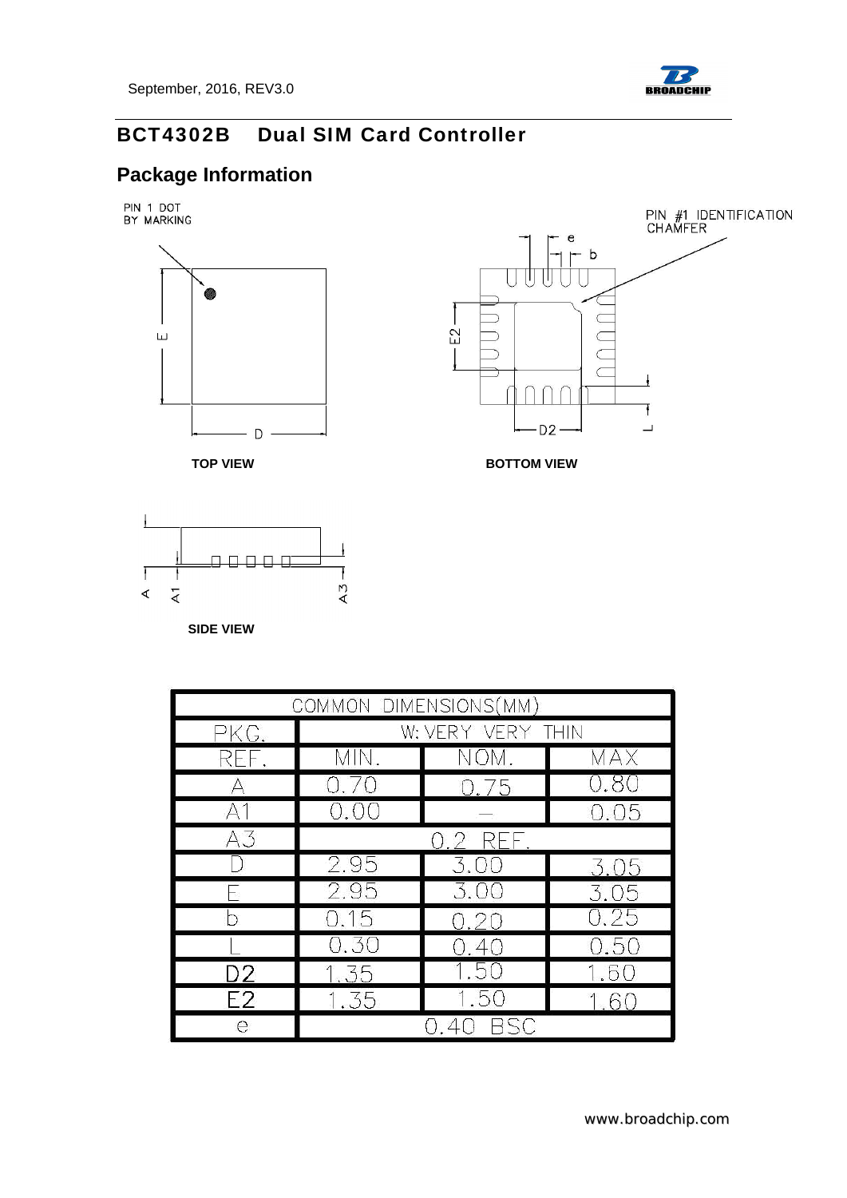## BCT4302B Dual SIM Card Controller

## Package Information

PIN 1 DOT
BY MARKING

PIN #1 IDENTIFICATION
CHAMFER

e

b

E

D

E2

D2

L

**TOP VIEW**

**BOTTOM VIEW**

A

A1

A3

**SIDE VIEW**

| COMMON DIMENSIONS(MM) | | | |
|---|---|---|---|
| PKG. | W: VERY VERY THIN | | |
| REF. | MIN. | NOM. | MAX |
| A | 0.70 | 0.75 | 0.80 |
| A1 | 0.00 | — | 0.05 |
| A3 | 0.2 REF. | | |
| D | 2.95 | 3.00 | 3.05 |
| E | 2.95 | 3.00 | 3.05 |
| b | 0.15 | 0.20 | 0.25 |
| L | 0.30 | 0.40 | 0.50 |
| D2 | 1.35 | 1.50 | 1.60 |
| E2 | 1.35 | 1.50 | 1.60 |
| e | 0.40 BSC | | |